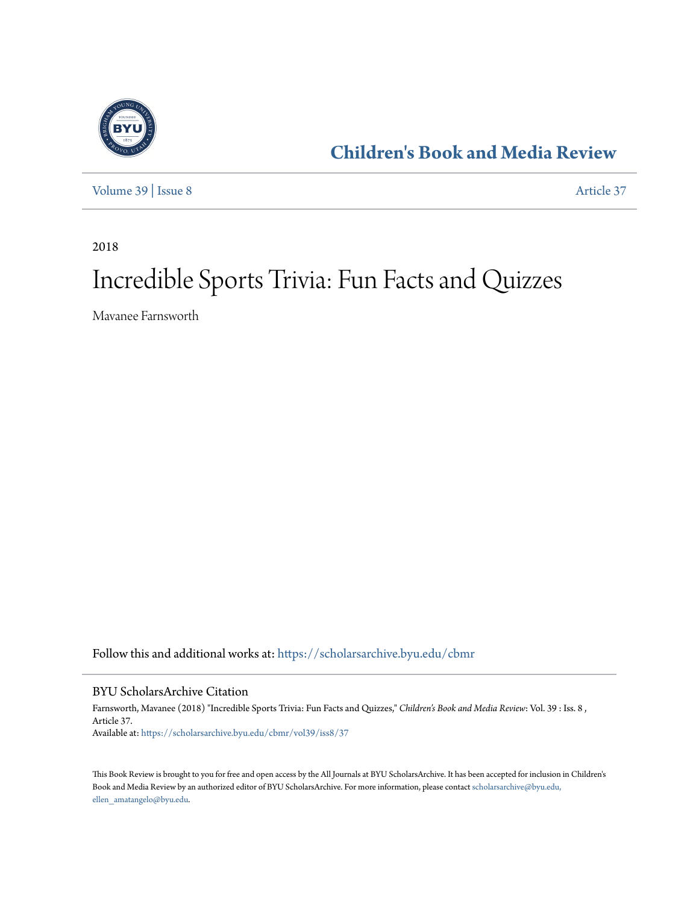## Children's Book and Media Review

Volume 39 | Issue 8 Article 37

2018

# Incredible Sports Trivia: Fun Facts and Quizzes

Mavanee Farnsworth

Follow this and additional works at: https://scholarsarchive.byu.edu/cbmr

### BYU ScholarsArchive Citation

Farnsworth, Mavanee (2018) "Incredible Sports Trivia: Fun Facts and Quizzes," *Children's Book and Media Review*: Vol. 39 : Iss. 8 , Article 37.
Available at: https://scholarsarchive.byu.edu/cbmr/vol39/iss8/37

This Book Review is brought to you for free and open access by the All Journals at BYU ScholarsArchive. It has been accepted for inclusion in Children's Book and Media Review by an authorized editor of BYU ScholarsArchive. For more information, please contact scholarsarchive@byu.edu, ellen_amatangelo@byu.edu.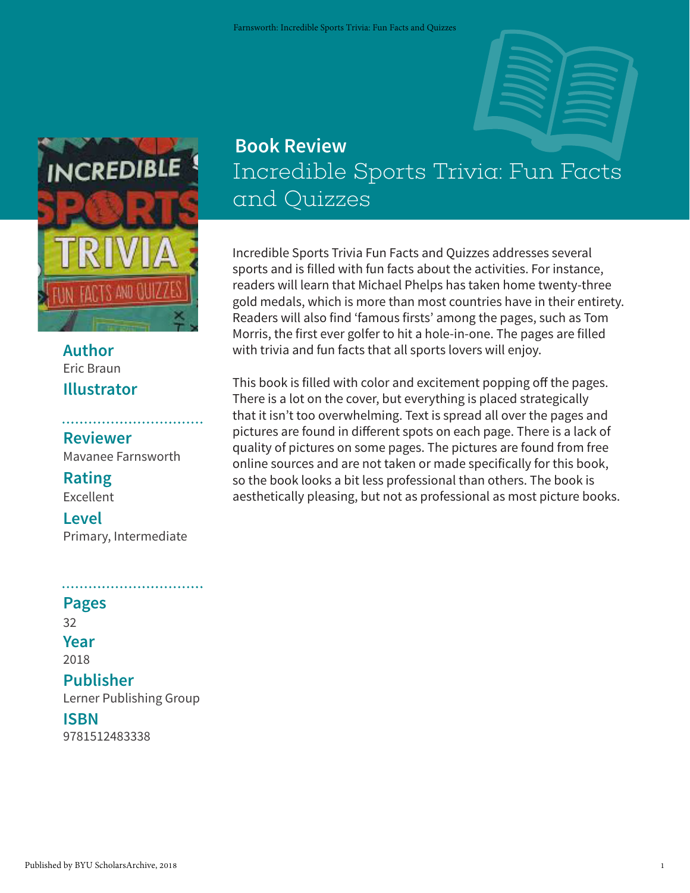## Book Review

# Incredible Sports Trivia: Fun Facts and Quizzes

**Author**
Eric Braun

**Illustrator**

**Reviewer**
Mavanee Farnsworth

**Rating**
Excellent

**Level**
Primary, Intermediate

**Pages**
32

**Year**
2018

**Publisher**
Lerner Publishing Group

**ISBN**
9781512483338

Incredible Sports Trivia Fun Facts and Quizzes addresses several sports and is filled with fun facts about the activities. For instance, readers will learn that Michael Phelps has taken home twenty-three gold medals, which is more than most countries have in their entirety. Readers will also find 'famous firsts' among the pages, such as Tom Morris, the first ever golfer to hit a hole-in-one. The pages are filled with trivia and fun facts that all sports lovers will enjoy.

This book is filled with color and excitement popping off the pages. There is a lot on the cover, but everything is placed strategically that it isn't too overwhelming. Text is spread all over the pages and pictures are found in different spots on each page. There is a lack of quality of pictures on some pages. The pictures are found from free online sources and are not taken or made specifically for this book, so the book looks a bit less professional than others. The book is aesthetically pleasing, but not as professional as most picture books.